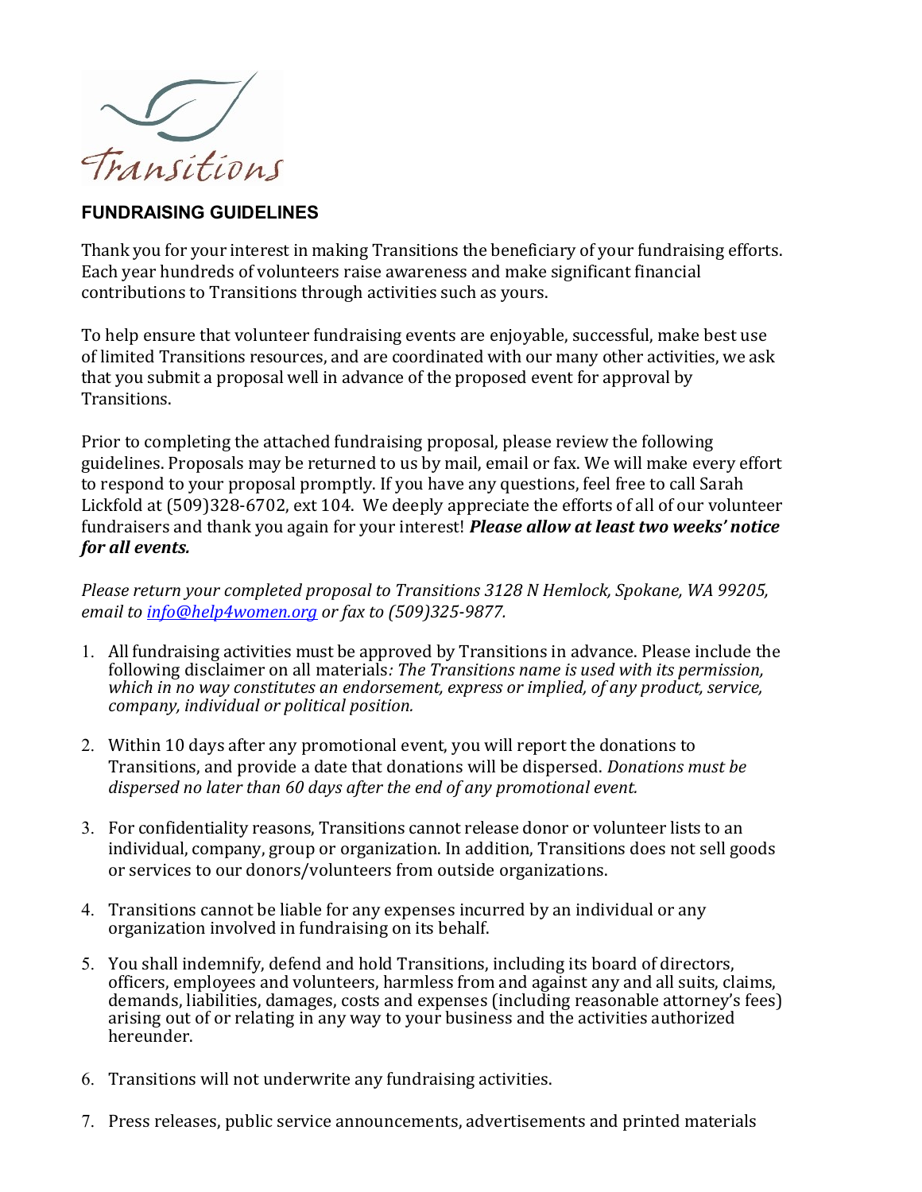Transitions

## FUNDRAISING GUIDELINES

Thank you for your interest in making Transitions the beneficiary of your fundraising efforts. Each year hundreds of volunteers raise awareness and make significant financial contributions to Transitions through activities such as yours.

To help ensure that volunteer fundraising events are enjoyable, successful, make best use of limited Transitions resources, and are coordinated with our many other activities, we ask that you submit a proposal well in advance of the proposed event for approval by Transitions.

Prior to completing the attached fundraising proposal, please review the following guidelines. Proposals may be returned to us by mail, email or fax. We will make every effort to respond to your proposal promptly. If you have any questions, feel free to call Sarah Lickfold at (509)328-6702, ext 104. We deeply appreciate the efforts of all of our volunteer fundraisers and thank you again for your interest! ***Please allow at least two weeks' notice for all events.***

*Please return your completed proposal to Transitions 3128 N Hemlock, Spokane, WA 99205, email to [info@help4women.org](mailto:info@help4women.org) or fax to (509)325-9877.*

1. All fundraising activities must be approved by Transitions in advance. Please include the following disclaimer on all materials*: The Transitions name is used with its permission, which in no way constitutes an endorsement, express or implied, of any product, service, company, individual or political position.*

2. Within 10 days after any promotional event, you will report the donations to Transitions, and provide a date that donations will be dispersed. *Donations must be dispersed no later than 60 days after the end of any promotional event.*

3. For confidentiality reasons, Transitions cannot release donor or volunteer lists to an individual, company, group or organization. In addition, Transitions does not sell goods or services to our donors/volunteers from outside organizations.

4. Transitions cannot be liable for any expenses incurred by an individual or any organization involved in fundraising on its behalf.

5. You shall indemnify, defend and hold Transitions, including its board of directors, officers, employees and volunteers, harmless from and against any and all suits, claims, demands, liabilities, damages, costs and expenses (including reasonable attorney's fees) arising out of or relating in any way to your business and the activities authorized hereunder.

6. Transitions will not underwrite any fundraising activities.

7. Press releases, public service announcements, advertisements and printed materials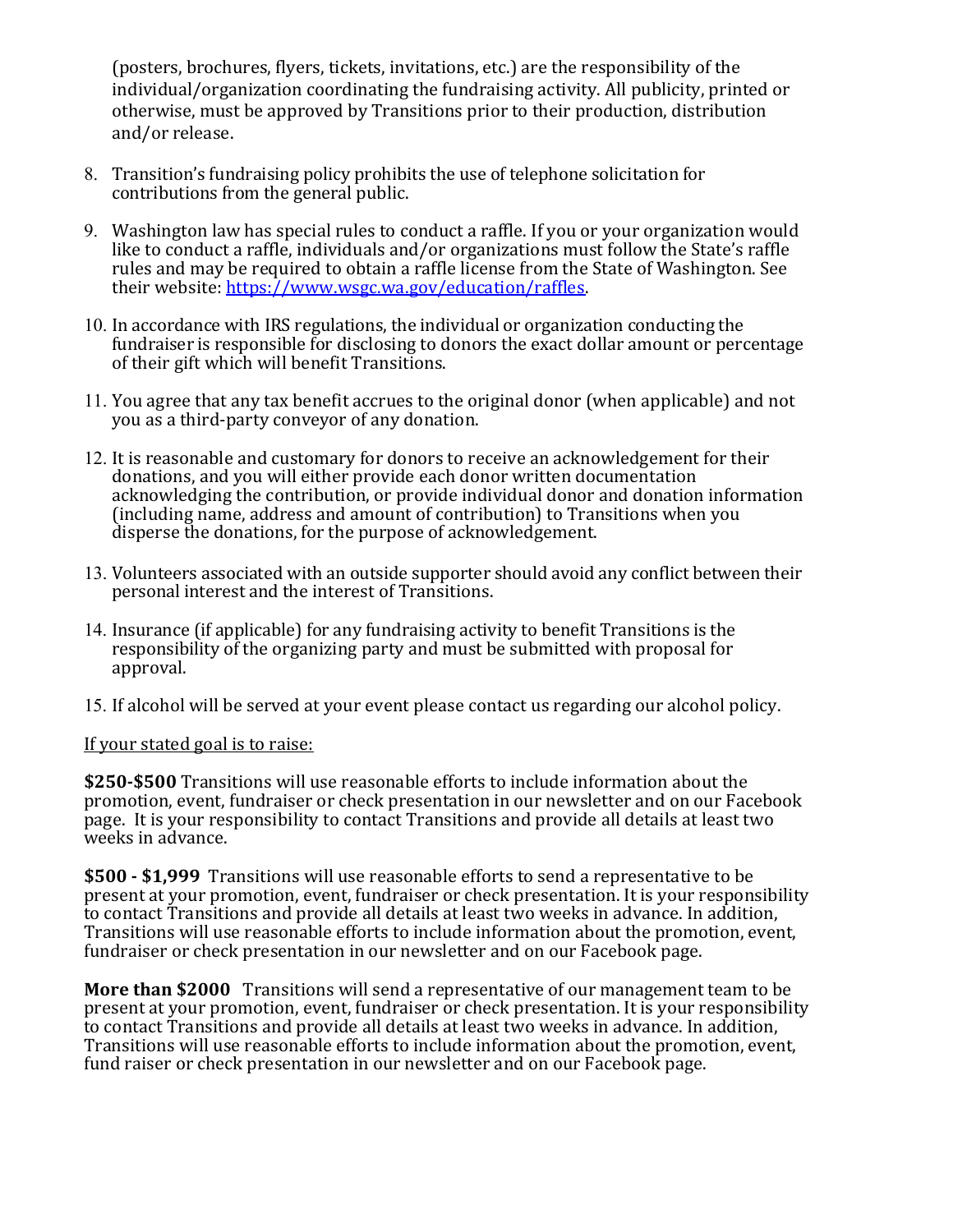(posters, brochures, flyers, tickets, invitations, etc.) are the responsibility of the individual/organization coordinating the fundraising activity. All publicity, printed or otherwise, must be approved by Transitions prior to their production, distribution and/or release.

8. Transition's fundraising policy prohibits the use of telephone solicitation for contributions from the general public.

9. Washington law has special rules to conduct a raffle. If you or your organization would like to conduct a raffle, individuals and/or organizations must follow the State's raffle rules and may be required to obtain a raffle license from the State of Washington. See their website: [https://www.wsgc.wa.gov/education/raffles](https://www.wsgc.wa.gov/education/raffles).

10. In accordance with IRS regulations, the individual or organization conducting the fundraiser is responsible for disclosing to donors the exact dollar amount or percentage of their gift which will benefit Transitions.

11. You agree that any tax benefit accrues to the original donor (when applicable) and not you as a third-party conveyor of any donation.

12. It is reasonable and customary for donors to receive an acknowledgement for their donations, and you will either provide each donor written documentation acknowledging the contribution, or provide individual donor and donation information (including name, address and amount of contribution) to Transitions when you disperse the donations, for the purpose of acknowledgement.

13. Volunteers associated with an outside supporter should avoid any conflict between their personal interest and the interest of Transitions.

14. Insurance (if applicable) for any fundraising activity to benefit Transitions is the responsibility of the organizing party and must be submitted with proposal for approval.

15. If alcohol will be served at your event please contact us regarding our alcohol policy.

<u>If your stated goal is to raise:</u>

**$250-$500** Transitions will use reasonable efforts to include information about the promotion, event, fundraiser or check presentation in our newsletter and on our Facebook page. It is your responsibility to contact Transitions and provide all details at least two weeks in advance.

**$500 - $1,999** Transitions will use reasonable efforts to send a representative to be present at your promotion, event, fundraiser or check presentation. It is your responsibility to contact Transitions and provide all details at least two weeks in advance. In addition, Transitions will use reasonable efforts to include information about the promotion, event, fundraiser or check presentation in our newsletter and on our Facebook page.

**More than $2000** Transitions will send a representative of our management team to be present at your promotion, event, fundraiser or check presentation. It is your responsibility to contact Transitions and provide all details at least two weeks in advance. In addition, Transitions will use reasonable efforts to include information about the promotion, event, fund raiser or check presentation in our newsletter and on our Facebook page.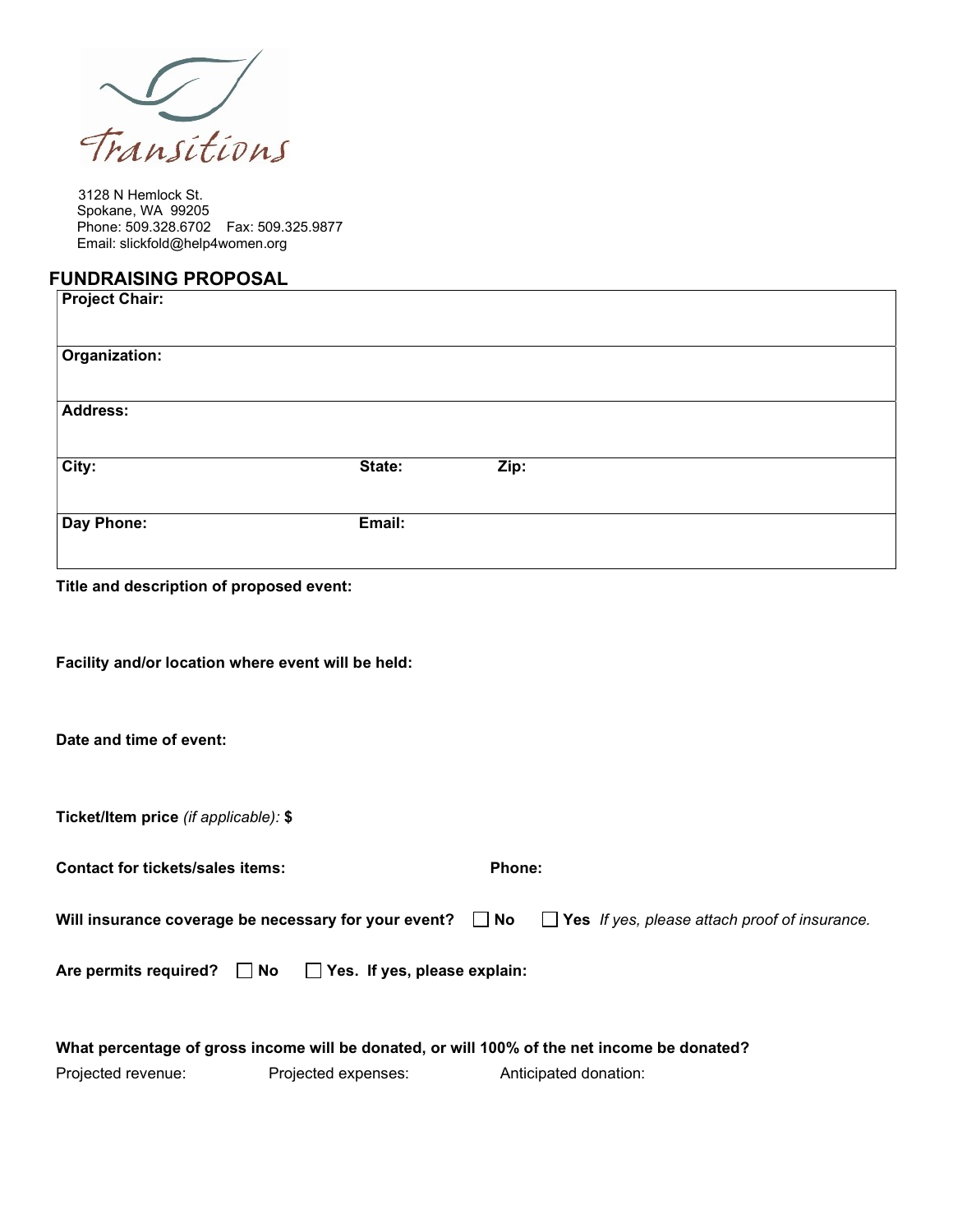Transitions

3128 N Hemlock St.
Spokane, WA 99205
Phone: 509.328.6702 Fax: 509.325.9877
Email: slickfold@help4women.org

## FUNDRAISING PROPOSAL

| **Project Chair:** | | |
|---|---|---|
| **Organization:** | | |
| **Address:** | | |
| **City:** | **State:** | **Zip:** |
| **Day Phone:** | **Email:** | |

**Title and description of proposed event:**

**Facility and/or location where event will be held:**

**Date and time of event:**

**Ticket/Item price** *(if applicable):* **$**

**Contact for tickets/sales items:** **Phone:**

**Will insurance coverage be necessary for your event?** ☐ **No** ☐ **Yes** *If yes, please attach proof of insurance.*

**Are permits required?** ☐ **No** ☐ **Yes. If yes, please explain:**

**What percentage of gross income will be donated, or will 100% of the net income be donated?**

Projected revenue: Projected expenses: Anticipated donation: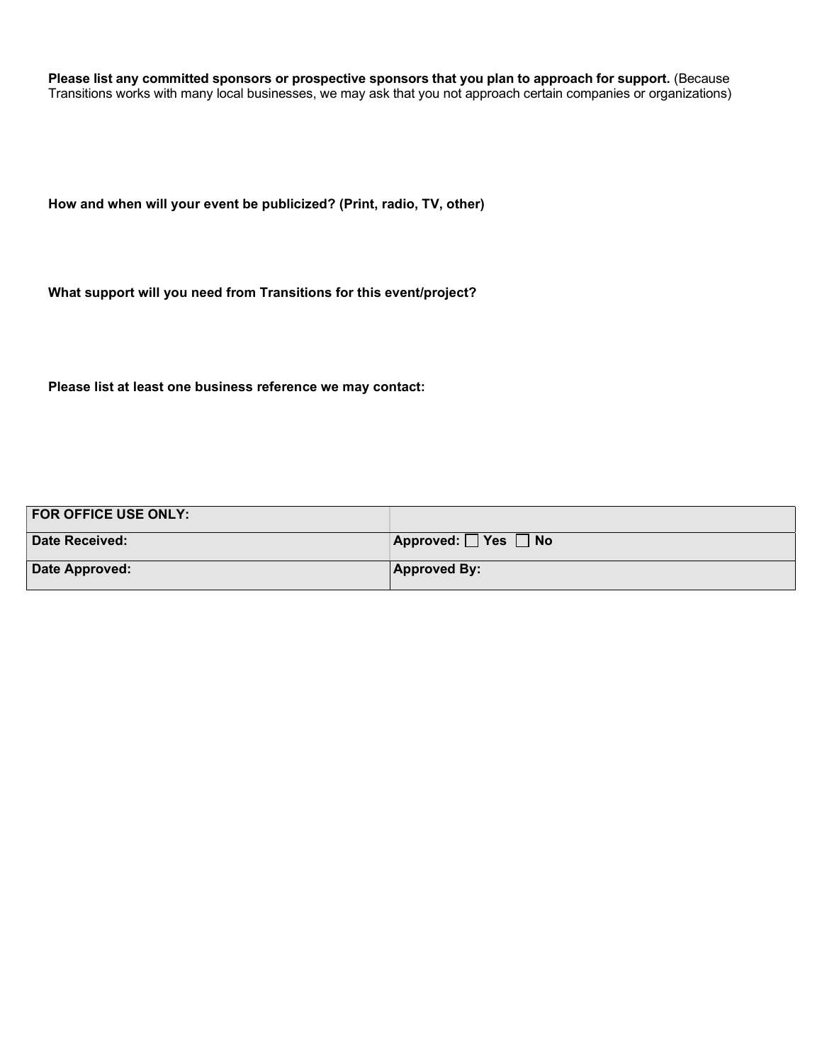**Please list any committed sponsors or prospective sponsors that you plan to approach for support.** (Because Transitions works with many local businesses, we may ask that you not approach certain companies or organizations)

**How and when will your event be publicized? (Print, radio, TV, other)**

**What support will you need from Transitions for this event/project?**

**Please list at least one business reference we may contact:**

| | |
|---|---|
| **FOR OFFICE USE ONLY:** | |
| **Date Received:** | **Approved:** ☐ **Yes** ☐ **No** |
| **Date Approved:** | **Approved By:** |